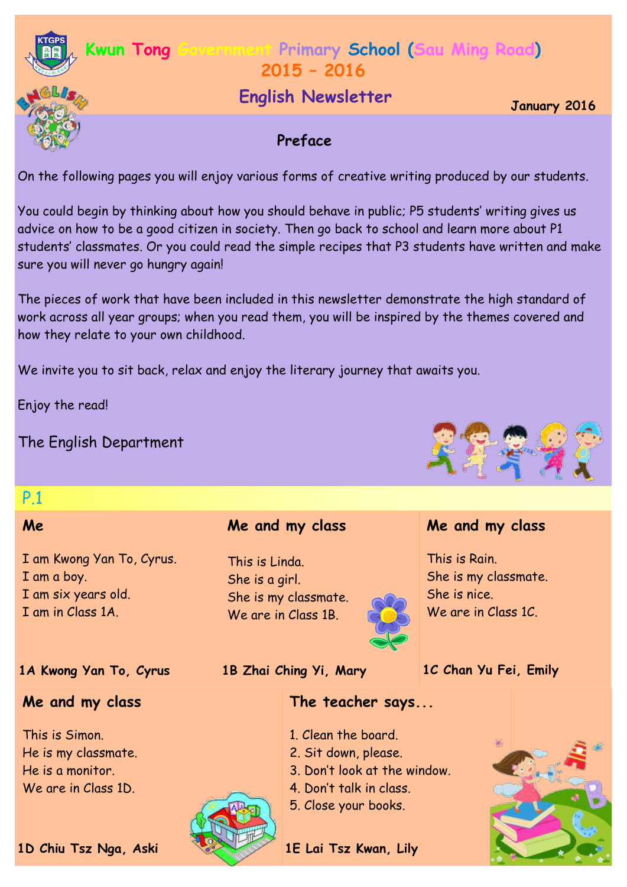# Kwun Tong Government Primary School (Sau Ming Road)

## 2015 – 2016

## English Newsletter

January 2016

### Preface

On the following pages you will enjoy various forms of creative writing produced by our students.

You could begin by thinking about how you should behave in public; P5 students' writing gives us advice on how to be a good citizen in society. Then go back to school and learn more about P1 students' classmates. Or you could read the simple recipes that P3 students have written and make sure you will never go hungry again!

The pieces of work that have been included in this newsletter demonstrate the high standard of work across all year groups; when you read them, you will be inspired by the themes covered and how they relate to your own childhood.

We invite you to sit back, relax and enjoy the literary journey that awaits you.

Enjoy the read!

The English Department

## P.1

### Me

I am Kwong Yan To, Cyrus.
I am a boy.
I am six years old.
I am in Class 1A.

**1A Kwong Yan To, Cyrus**

### Me and my class

This is Linda.
She is a girl.
She is my classmate.
We are in Class 1B.

**1B Zhai Ching Yi, Mary**

### Me and my class

This is Rain.
She is my classmate.
She is nice.
We are in Class 1C.

**1C Chan Yu Fei, Emily**

### Me and my class

This is Simon.
He is my classmate.
He is a monitor.
We are in Class 1D.

**1D Chiu Tsz Nga, Aski**

### The teacher says...

1. Clean the board.
2. Sit down, please.
3. Don't look at the window.
4. Don't talk in class.
5. Close your books.

**1E Lai Tsz Kwan, Lily**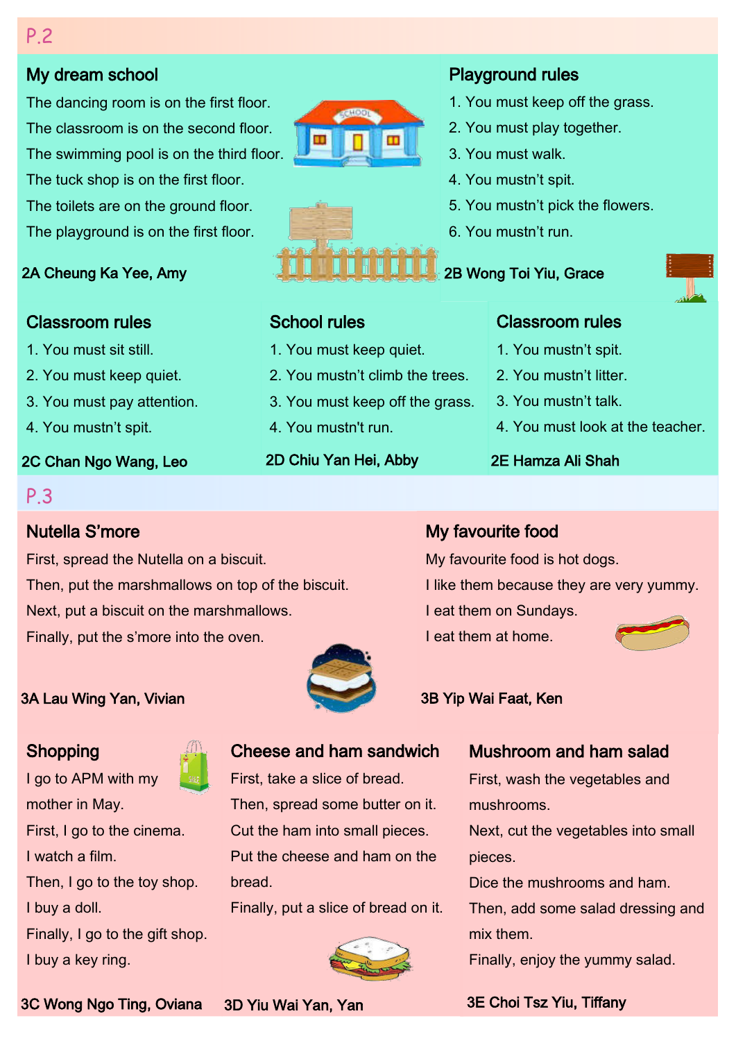## P.2

### My dream school

The dancing room is on the first floor.
The classroom is on the second floor.
The swimming pool is on the third floor.
The tuck shop is on the first floor.
The toilets are on the ground floor.
The playground is on the first floor.

**2A Cheung Ka Yee, Amy**

### Playground rules

1. You must keep off the grass.
2. You must play together.
3. You must walk.
4. You mustn't spit.
5. You mustn't pick the flowers.
6. You mustn't run.

**2B Wong Toi Yiu, Grace**

### Classroom rules

1. You must sit still.
2. You must keep quiet.
3. You must pay attention.
4. You mustn't spit.

**2C Chan Ngo Wang, Leo**

### School rules

1. You must keep quiet.
2. You mustn't climb the trees.
3. You must keep off the grass.
4. You mustn't run.

**2D Chiu Yan Hei, Abby**

### Classroom rules

1. You mustn't spit.
2. You mustn't litter.
3. You mustn't talk.
4. You must look at the teacher.

**2E Hamza Ali Shah**

## P.3

### Nutella S'more

First, spread the Nutella on a biscuit.
Then, put the marshmallows on top of the biscuit.
Next, put a biscuit on the marshmallows.
Finally, put the s'more into the oven.

**3A Lau Wing Yan, Vivian**

### My favourite food

My favourite food is hot dogs.
I like them because they are very yummy.
I eat them on Sundays.
I eat them at home.

**3B Yip Wai Faat, Ken**

### Shopping

I go to APM with my mother in May.
First, I go to the cinema.
I watch a film.
Then, I go to the toy shop.
I buy a doll.
Finally, I go to the gift shop.
I buy a key ring.

**3C Wong Ngo Ting, Oviana**

### Cheese and ham sandwich

First, take a slice of bread.
Then, spread some butter on it.
Cut the ham into small pieces.
Put the cheese and ham on the bread.
Finally, put a slice of bread on it.

**3D Yiu Wai Yan, Yan**

### Mushroom and ham salad

First, wash the vegetables and mushrooms.
Next, cut the vegetables into small pieces.
Dice the mushrooms and ham.
Then, add some salad dressing and mix them.
Finally, enjoy the yummy salad.

**3E Choi Tsz Yiu, Tiffany**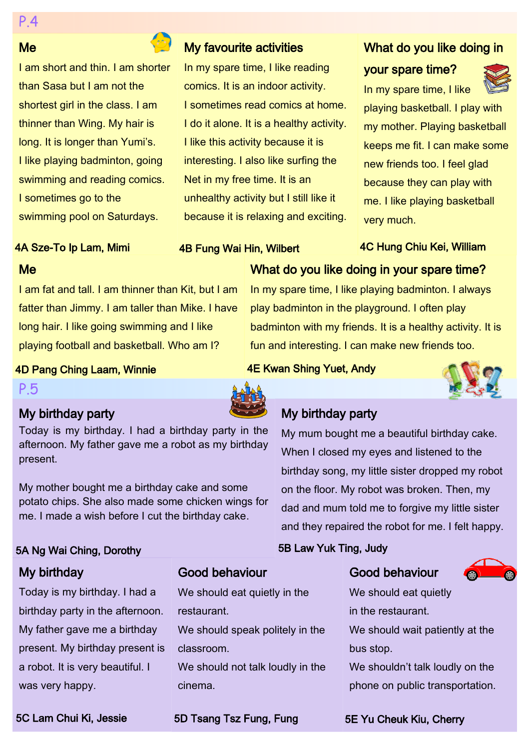## P.4

### Me

I am short and thin. I am shorter than Sasa but I am not the shortest girl in the class. I am thinner than Wing. My hair is long. It is longer than Yumi's. I like playing badminton, going swimming and reading comics. I sometimes go to the swimming pool on Saturdays.

**4A Sze-To Ip Lam, Mimi**

### My favourite activities

In my spare time, I like reading comics. It is an indoor activity. I sometimes read comics at home. I do it alone. It is a healthy activity. I like this activity because it is interesting. I also like surfing the Net in my free time. It is an unhealthy activity but I still like it because it is relaxing and exciting.

**4B Fung Wai Hin, Wilbert**

### What do you like doing in your spare time?

In my spare time, I like playing basketball. I play with my mother. Playing basketball keeps me fit. I can make some new friends too. I feel glad because they can play with me. I like playing basketball very much.

**4C Hung Chiu Kei, William**

### Me

I am fat and tall. I am thinner than Kit, but I am fatter than Jimmy. I am taller than Mike. I have long hair. I like going swimming and I like playing football and basketball. Who am I?

**4D Pang Ching Laam, Winnie**

### What do you like doing in your spare time?

In my spare time, I like playing badminton. I always play badminton in the playground. I often play badminton with my friends. It is a healthy activity. It is fun and interesting. I can make new friends too.

**4E Kwan Shing Yuet, Andy**

## P.5

### My birthday party

Today is my birthday. I had a birthday party in the afternoon. My father gave me a robot as my birthday present.

My mother bought me a birthday cake and some potato chips. She also made some chicken wings for me. I made a wish before I cut the birthday cake.

**5A Ng Wai Ching, Dorothy**

### My birthday party

My mum bought me a beautiful birthday cake. When I closed my eyes and listened to the birthday song, my little sister dropped my robot on the floor. My robot was broken. Then, my dad and mum told me to forgive my little sister and they repaired the robot for me. I felt happy.

**5B Law Yuk Ting, Judy**

### My birthday

Today is my birthday. I had a birthday party in the afternoon. My father gave me a birthday present. My birthday present is a robot. It is very beautiful. I was very happy.

**5C Lam Chui Ki, Jessie**

### Good behaviour

We should eat quietly in the restaurant.
We should speak politely in the classroom.
We should not talk loudly in the cinema.

**5D Tsang Tsz Fung, Fung**

### Good behaviour

We should eat quietly in the restaurant.
We should wait patiently at the bus stop.
We shouldn't talk loudly on the phone on public transportation.

**5E Yu Cheuk Kiu, Cherry**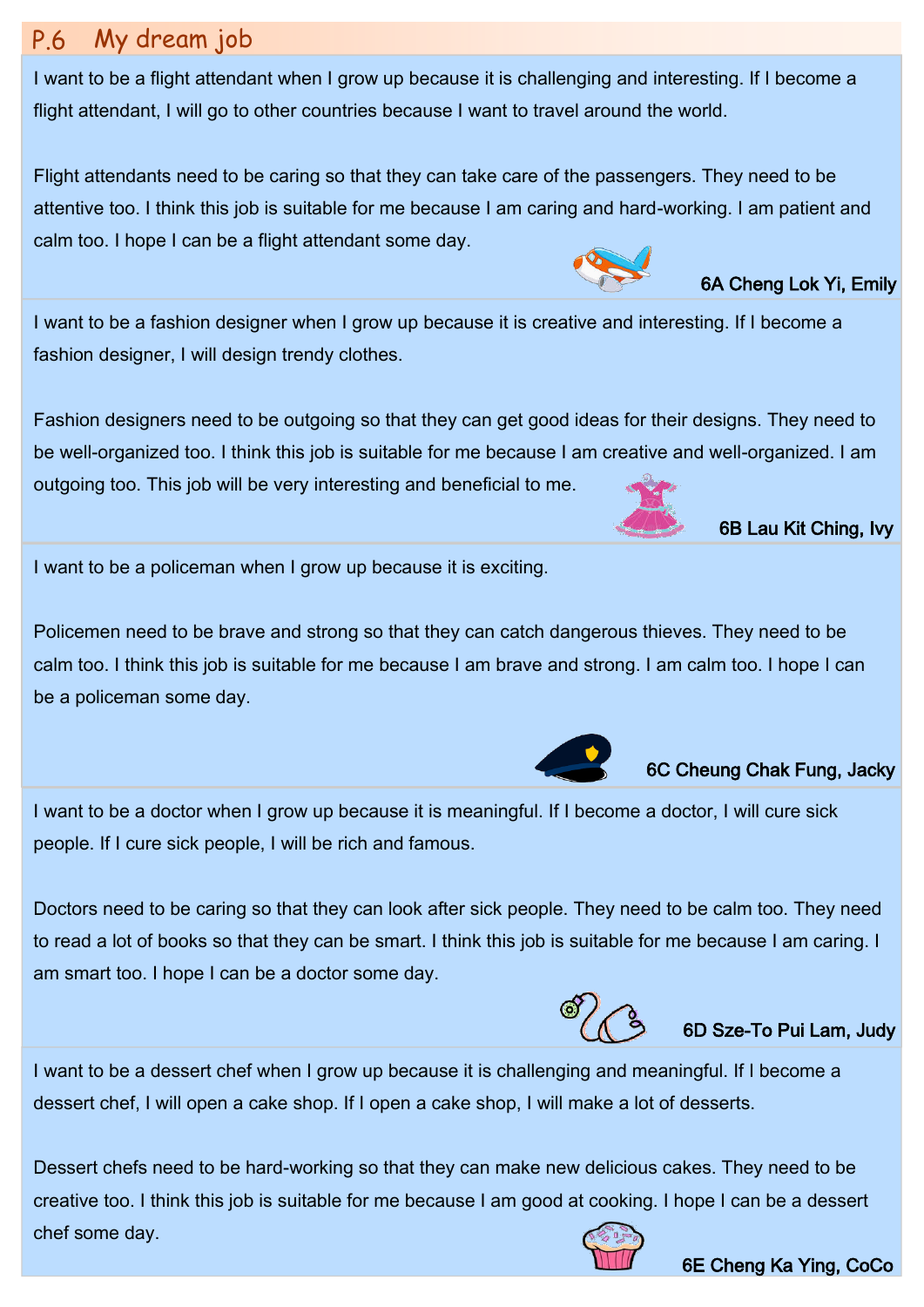## P.6 My dream job

I want to be a flight attendant when I grow up because it is challenging and interesting. If I become a flight attendant, I will go to other countries because I want to travel around the world.

Flight attendants need to be caring so that they can take care of the passengers. They need to be attentive too. I think this job is suitable for me because I am caring and hard-working. I am patient and calm too. I hope I can be a flight attendant some day.

**6A Cheng Lok Yi, Emily**

I want to be a fashion designer when I grow up because it is creative and interesting. If I become a fashion designer, I will design trendy clothes.

Fashion designers need to be outgoing so that they can get good ideas for their designs. They need to be well-organized too. I think this job is suitable for me because I am creative and well-organized. I am outgoing too. This job will be very interesting and beneficial to me.

**6B Lau Kit Ching, Ivy**

I want to be a policeman when I grow up because it is exciting.

Policemen need to be brave and strong so that they can catch dangerous thieves. They need to be calm too. I think this job is suitable for me because I am brave and strong. I am calm too. I hope I can be a policeman some day.

**6C Cheung Chak Fung, Jacky**

I want to be a doctor when I grow up because it is meaningful. If I become a doctor, I will cure sick people. If I cure sick people, I will be rich and famous.

Doctors need to be caring so that they can look after sick people. They need to be calm too. They need to read a lot of books so that they can be smart. I think this job is suitable for me because I am caring. I am smart too. I hope I can be a doctor some day.

**6D Sze-To Pui Lam, Judy**

I want to be a dessert chef when I grow up because it is challenging and meaningful. If I become a dessert chef, I will open a cake shop. If I open a cake shop, I will make a lot of desserts.

Dessert chefs need to be hard-working so that they can make new delicious cakes. They need to be creative too. I think this job is suitable for me because I am good at cooking. I hope I can be a dessert chef some day.

**6E Cheng Ka Ying, CoCo**